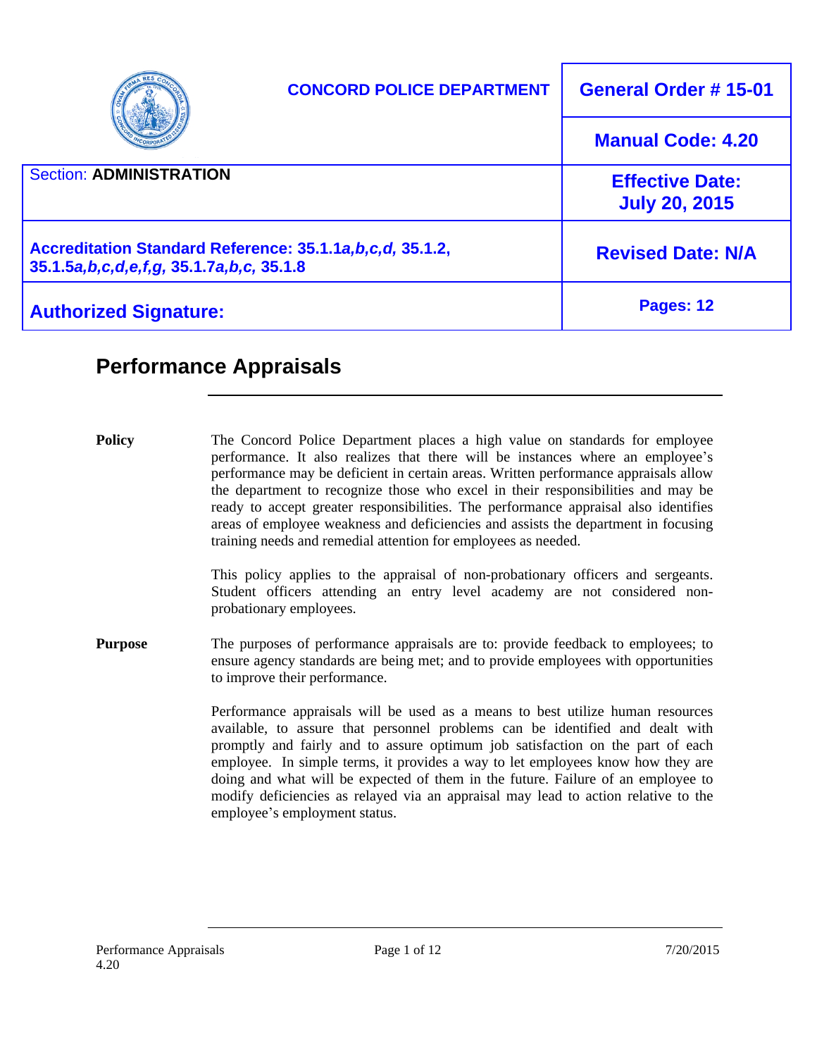| CONCORD POLICE DEPARTMENT | General Order # 15-01 |
| --- | --- |
| | Manual Code: 4.20 |
| Section: **ADMINISTRATION** | Effective Date: July 20, 2015 |
| Accreditation Standard Reference: 35.1.1*a,b,c,d,* 35.1.2, 35.1.5*a,b,c,d,e,f,g,* 35.1.7*a,b,c,* 35.1.8 | Revised Date: N/A |
| Authorized Signature: | Pages: 12 |

# Performance Appraisals

**Policy**

The Concord Police Department places a high value on standards for employee performance. It also realizes that there will be instances where an employee's performance may be deficient in certain areas. Written performance appraisals allow the department to recognize those who excel in their responsibilities and may be ready to accept greater responsibilities. The performance appraisal also identifies areas of employee weakness and deficiencies and assists the department in focusing training needs and remedial attention for employees as needed.

This policy applies to the appraisal of non-probationary officers and sergeants. Student officers attending an entry level academy are not considered non-probationary employees.

**Purpose**

The purposes of performance appraisals are to: provide feedback to employees; to ensure agency standards are being met; and to provide employees with opportunities to improve their performance.

Performance appraisals will be used as a means to best utilize human resources available, to assure that personnel problems can be identified and dealt with promptly and fairly and to assure optimum job satisfaction on the part of each employee. In simple terms, it provides a way to let employees know how they are doing and what will be expected of them in the future. Failure of an employee to modify deficiencies as relayed via an appraisal may lead to action relative to the employee's employment status.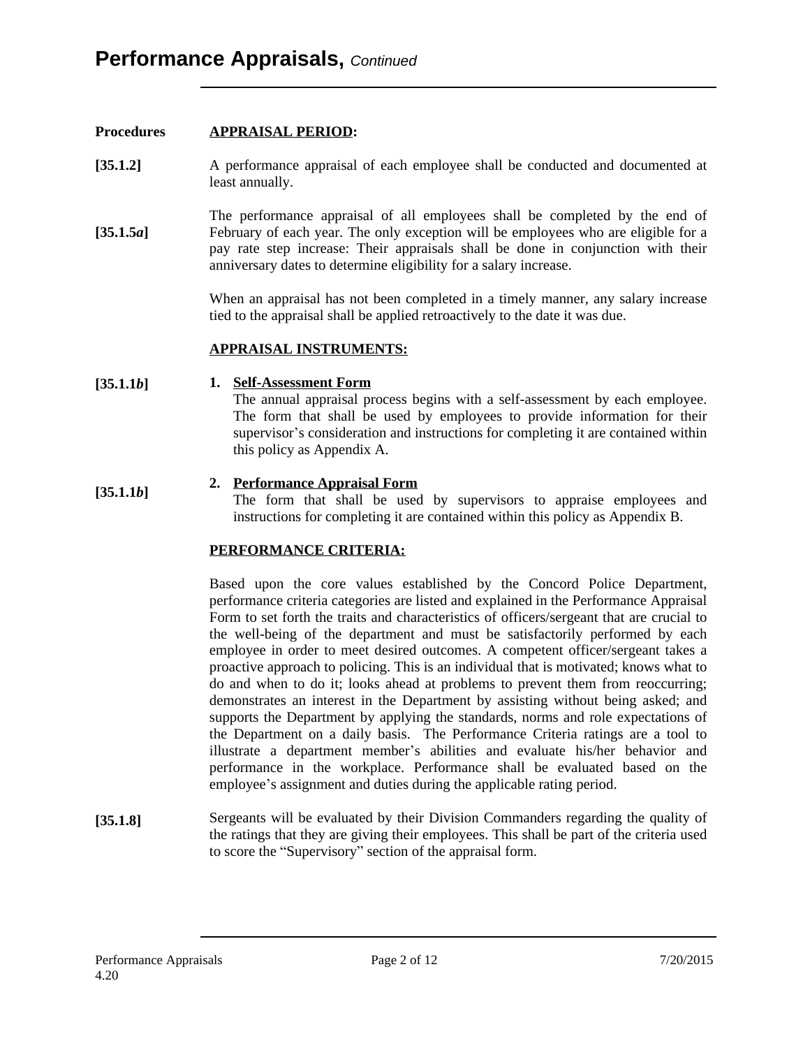# Performance Appraisals, *Continued*

**Procedures** **APPRAISAL PERIOD:**

**[35.1.2]** A performance appraisal of each employee shall be conducted and documented at least annually.

**[35.1.5*a*]** The performance appraisal of all employees shall be completed by the end of February of each year. The only exception will be employees who are eligible for a pay rate step increase: Their appraisals shall be done in conjunction with their anniversary dates to determine eligibility for a salary increase.

When an appraisal has not been completed in a timely manner, any salary increase tied to the appraisal shall be applied retroactively to the date it was due.

**APPRAISAL INSTRUMENTS:**

**[35.1.1*b*]**

1. **Self-Assessment Form**
   The annual appraisal process begins with a self-assessment by each employee. The form that shall be used by employees to provide information for their supervisor's consideration and instructions for completing it are contained within this policy as Appendix A.

**[35.1.1*b*]**

2. **Performance Appraisal Form**
   The form that shall be used by supervisors to appraise employees and instructions for completing it are contained within this policy as Appendix B.

**PERFORMANCE CRITERIA:**

Based upon the core values established by the Concord Police Department, performance criteria categories are listed and explained in the Performance Appraisal Form to set forth the traits and characteristics of officers/sergeant that are crucial to the well-being of the department and must be satisfactorily performed by each employee in order to meet desired outcomes. A competent officer/sergeant takes a proactive approach to policing. This is an individual that is motivated; knows what to do and when to do it; looks ahead at problems to prevent them from reoccurring; demonstrates an interest in the Department by assisting without being asked; and supports the Department by applying the standards, norms and role expectations of the Department on a daily basis. The Performance Criteria ratings are a tool to illustrate a department member's abilities and evaluate his/her behavior and performance in the workplace. Performance shall be evaluated based on the employee's assignment and duties during the applicable rating period.

**[35.1.8]** Sergeants will be evaluated by their Division Commanders regarding the quality of the ratings that they are giving their employees. This shall be part of the criteria used to score the "Supervisory" section of the appraisal form.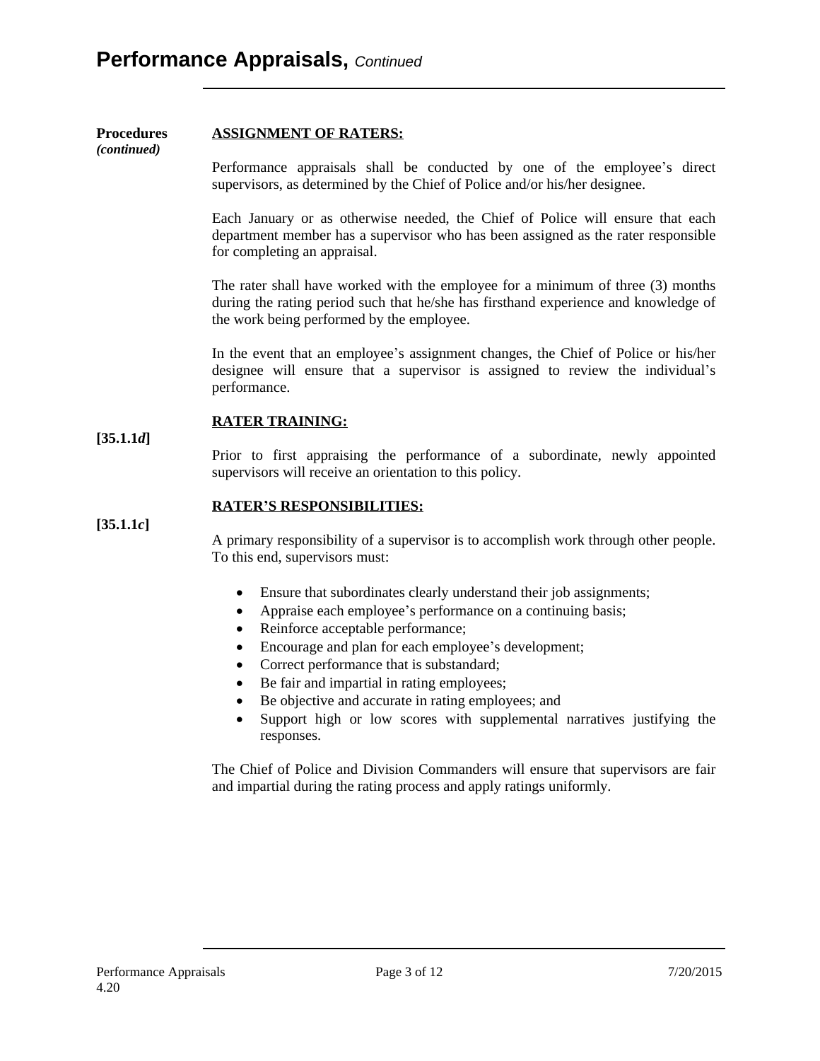# Performance Appraisals, *Continued*

**Procedures** *(continued)*

**ASSIGNMENT OF RATERS:**

Performance appraisals shall be conducted by one of the employee's direct supervisors, as determined by the Chief of Police and/or his/her designee.

Each January or as otherwise needed, the Chief of Police will ensure that each department member has a supervisor who has been assigned as the rater responsible for completing an appraisal.

The rater shall have worked with the employee for a minimum of three (3) months during the rating period such that he/she has firsthand experience and knowledge of the work being performed by the employee.

In the event that an employee's assignment changes, the Chief of Police or his/her designee will ensure that a supervisor is assigned to review the individual's performance.

**RATER TRAINING:**

**[35.1.1*d*]**

Prior to first appraising the performance of a subordinate, newly appointed supervisors will receive an orientation to this policy.

**RATER'S RESPONSIBILITIES:**

**[35.1.1*c*]**

A primary responsibility of a supervisor is to accomplish work through other people. To this end, supervisors must:

- Ensure that subordinates clearly understand their job assignments;
- Appraise each employee's performance on a continuing basis;
- Reinforce acceptable performance;
- Encourage and plan for each employee's development;
- Correct performance that is substandard;
- Be fair and impartial in rating employees;
- Be objective and accurate in rating employees; and
- Support high or low scores with supplemental narratives justifying the responses.

The Chief of Police and Division Commanders will ensure that supervisors are fair and impartial during the rating process and apply ratings uniformly.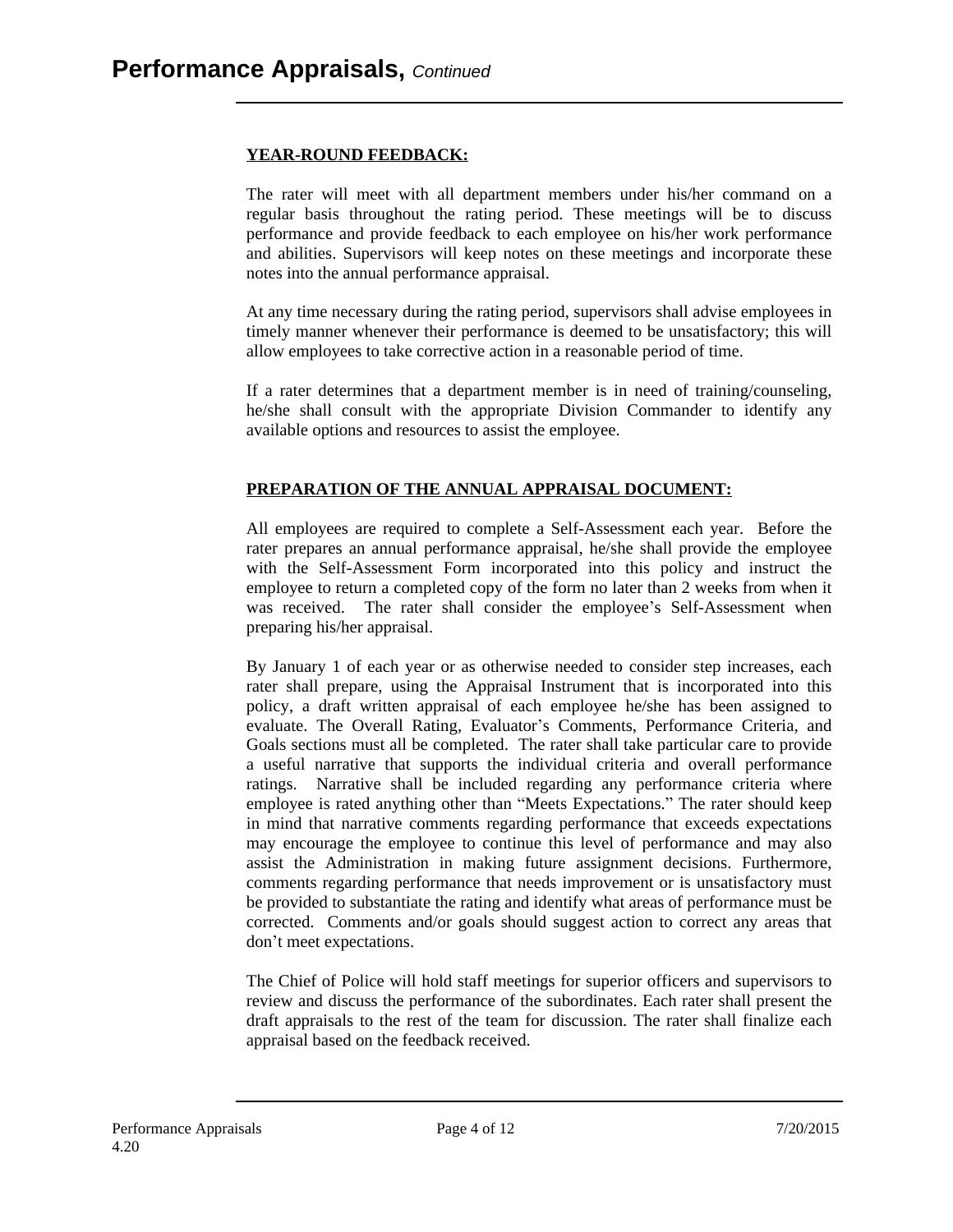# Performance Appraisals, *Continued*

**YEAR-ROUND FEEDBACK:**

The rater will meet with all department members under his/her command on a regular basis throughout the rating period. These meetings will be to discuss performance and provide feedback to each employee on his/her work performance and abilities. Supervisors will keep notes on these meetings and incorporate these notes into the annual performance appraisal.

At any time necessary during the rating period, supervisors shall advise employees in timely manner whenever their performance is deemed to be unsatisfactory; this will allow employees to take corrective action in a reasonable period of time.

If a rater determines that a department member is in need of training/counseling, he/she shall consult with the appropriate Division Commander to identify any available options and resources to assist the employee.

**PREPARATION OF THE ANNUAL APPRAISAL DOCUMENT:**

All employees are required to complete a Self-Assessment each year. Before the rater prepares an annual performance appraisal, he/she shall provide the employee with the Self-Assessment Form incorporated into this policy and instruct the employee to return a completed copy of the form no later than 2 weeks from when it was received. The rater shall consider the employee's Self-Assessment when preparing his/her appraisal.

By January 1 of each year or as otherwise needed to consider step increases, each rater shall prepare, using the Appraisal Instrument that is incorporated into this policy, a draft written appraisal of each employee he/she has been assigned to evaluate. The Overall Rating, Evaluator's Comments, Performance Criteria, and Goals sections must all be completed. The rater shall take particular care to provide a useful narrative that supports the individual criteria and overall performance ratings. Narrative shall be included regarding any performance criteria where employee is rated anything other than "Meets Expectations." The rater should keep in mind that narrative comments regarding performance that exceeds expectations may encourage the employee to continue this level of performance and may also assist the Administration in making future assignment decisions. Furthermore, comments regarding performance that needs improvement or is unsatisfactory must be provided to substantiate the rating and identify what areas of performance must be corrected. Comments and/or goals should suggest action to correct any areas that don't meet expectations.

The Chief of Police will hold staff meetings for superior officers and supervisors to review and discuss the performance of the subordinates. Each rater shall present the draft appraisals to the rest of the team for discussion. The rater shall finalize each appraisal based on the feedback received.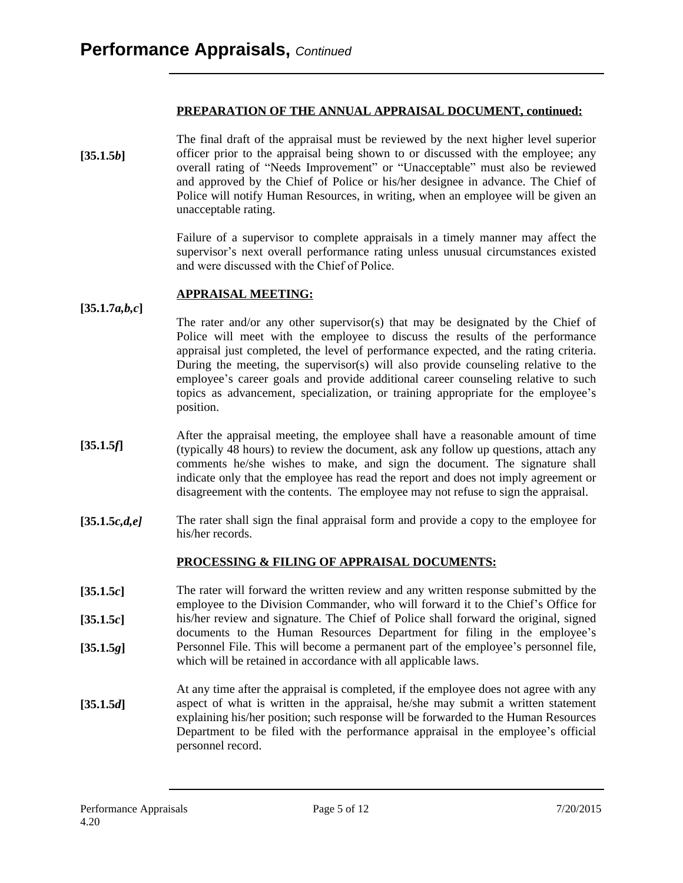## PREPARATION OF THE ANNUAL APPRAISAL DOCUMENT, continued:

**[35.1.5*b*]** The final draft of the appraisal must be reviewed by the next higher level superior officer prior to the appraisal being shown to or discussed with the employee; any overall rating of "Needs Improvement" or "Unacceptable" must also be reviewed and approved by the Chief of Police or his/her designee in advance. The Chief of Police will notify Human Resources, in writing, when an employee will be given an unacceptable rating.

Failure of a supervisor to complete appraisals in a timely manner may affect the supervisor's next overall performance rating unless unusual circumstances existed and were discussed with the Chief of Police.

## APPRAISAL MEETING:

**[35.1.7*a,b,c*]** The rater and/or any other supervisor(s) that may be designated by the Chief of Police will meet with the employee to discuss the results of the performance appraisal just completed, the level of performance expected, and the rating criteria. During the meeting, the supervisor(s) will also provide counseling relative to the employee's career goals and provide additional career counseling relative to such topics as advancement, specialization, or training appropriate for the employee's position.

**[35.1.5*f*]** After the appraisal meeting, the employee shall have a reasonable amount of time (typically 48 hours) to review the document, ask any follow up questions, attach any comments he/she wishes to make, and sign the document. The signature shall indicate only that the employee has read the report and does not imply agreement or disagreement with the contents. The employee may not refuse to sign the appraisal.

**[35.1.5*c,d,e]*** The rater shall sign the final appraisal form and provide a copy to the employee for his/her records.

## PROCESSING & FILING OF APPRAISAL DOCUMENTS:

**[35.1.5*c*]**
**[35.1.5*c*]**
**[35.1.5*g*]**

The rater will forward the written review and any written response submitted by the employee to the Division Commander, who will forward it to the Chief's Office for his/her review and signature. The Chief of Police shall forward the original, signed documents to the Human Resources Department for filing in the employee's Personnel File. This will become a permanent part of the employee's personnel file, which will be retained in accordance with all applicable laws.

**[35.1.5*d*]** At any time after the appraisal is completed, if the employee does not agree with any aspect of what is written in the appraisal, he/she may submit a written statement explaining his/her position; such response will be forwarded to the Human Resources Department to be filed with the performance appraisal in the employee's official personnel record.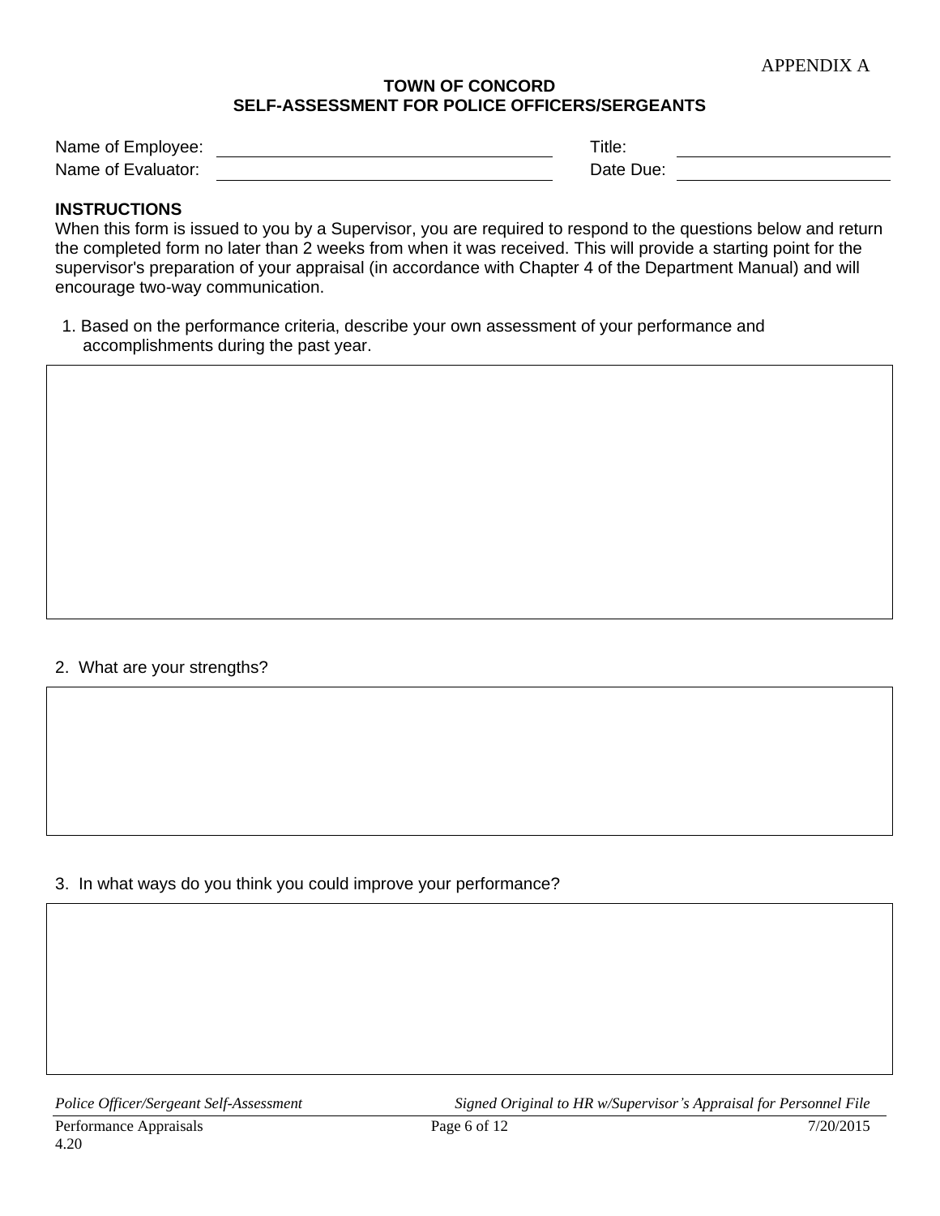APPENDIX A

**TOWN OF CONCORD**
**SELF-ASSESSMENT FOR POLICE OFFICERS/SERGEANTS**

Name of Employee: ______________________ Title: ______________________

Name of Evaluator: ______________________ Date Due: ______________________

**INSTRUCTIONS**

When this form is issued to you by a Supervisor, you are required to respond to the questions below and return the completed form no later than 2 weeks from when it was received. This will provide a starting point for the supervisor's preparation of your appraisal (in accordance with Chapter 4 of the Department Manual) and will encourage two-way communication.

1. Based on the performance criteria, describe your own assessment of your performance and accomplishments during the past year.

2. What are your strengths?

3. In what ways do you think you could improve your performance?

*Police Officer/Sergeant Self-Assessment* *Signed Original to HR w/Supervisor's Appraisal for Personnel File*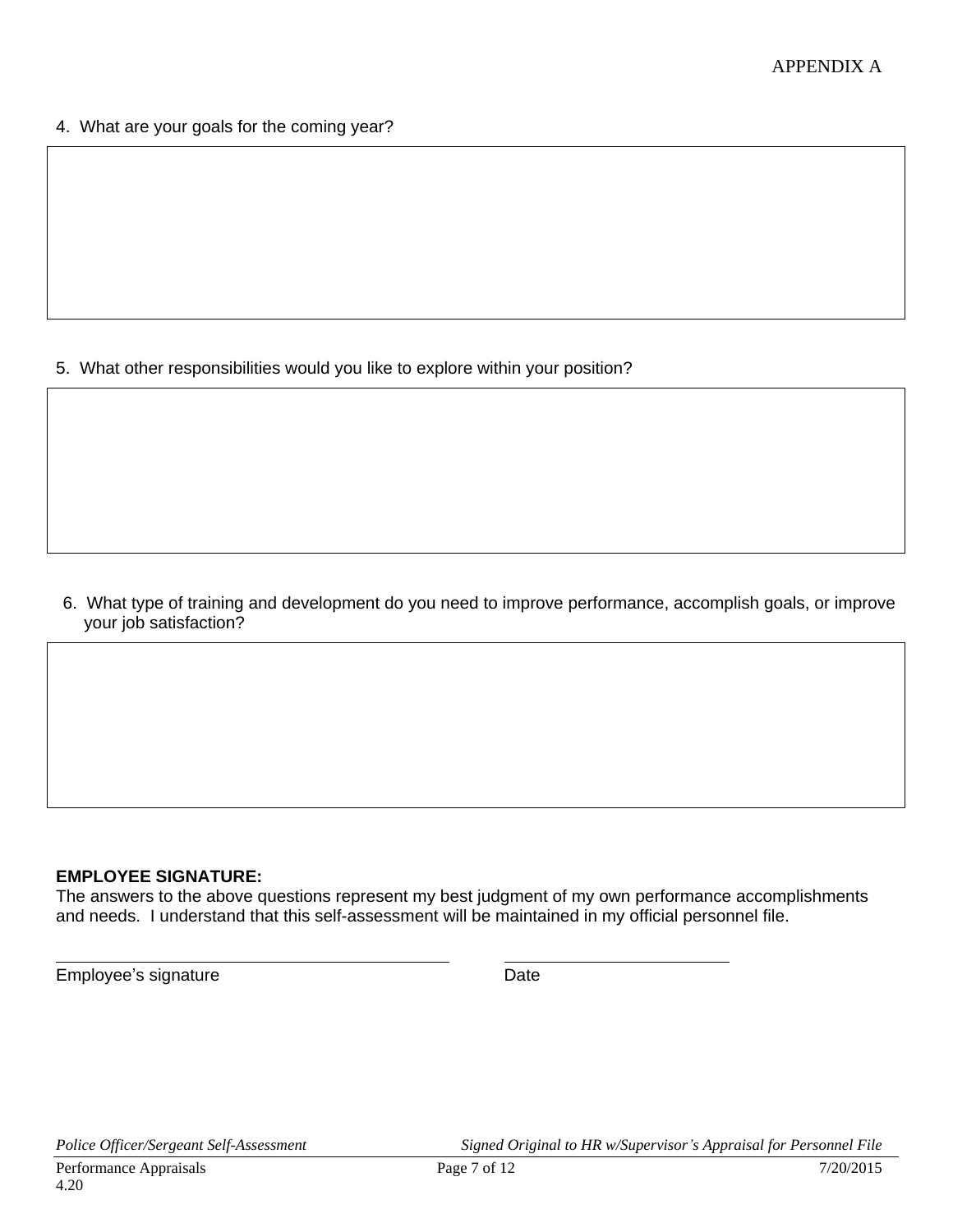APPENDIX A

4. What are your goals for the coming year?

5. What other responsibilities would you like to explore within your position?

6. What type of training and development do you need to improve performance, accomplish goals, or improve your job satisfaction?

**EMPLOYEE SIGNATURE:**
The answers to the above questions represent my best judgment of my own performance accomplishments and needs. I understand that this self-assessment will be maintained in my official personnel file.

______________________________ ______________________

Employee's signature Date

*Police Officer/Sergeant Self-Assessment* *Signed Original to HR w/Supervisor's Appraisal for Personnel File*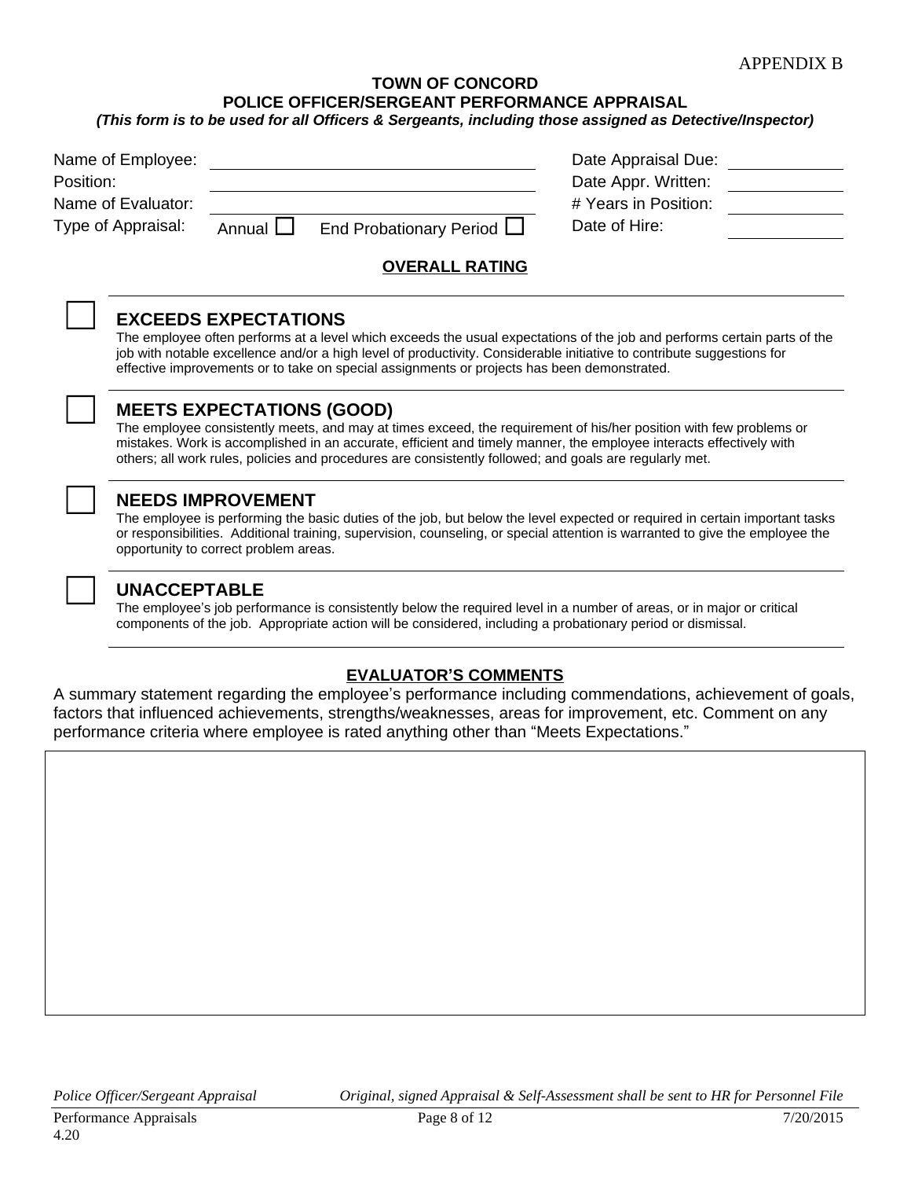APPENDIX B

**TOWN OF CONCORD**
**POLICE OFFICER/SERGEANT PERFORMANCE APPRAISAL**
***(This form is to be used for all Officers & Sergeants, including those assigned as Detective/Inspector)***

| | | | |
|---|---|---|---|
| Name of Employee: | ____________________ | Date Appraisal Due: | __________ |
| Position: | ____________________ | Date Appr. Written: | __________ |
| Name of Evaluator: | ____________________ | # Years in Position: | __________ |
| Type of Appraisal: | Annual ☐ End Probationary Period ☐ | Date of Hire: | __________ |

## OVERALL RATING

☐ **EXCEEDS EXPECTATIONS**
The employee often performs at a level which exceeds the usual expectations of the job and performs certain parts of the job with notable excellence and/or a high level of productivity. Considerable initiative to contribute suggestions for effective improvements or to take on special assignments or projects has been demonstrated.

☐ **MEETS EXPECTATIONS (GOOD)**
The employee consistently meets, and may at times exceed, the requirement of his/her position with few problems or mistakes. Work is accomplished in an accurate, efficient and timely manner, the employee interacts effectively with others; all work rules, policies and procedures are consistently followed; and goals are regularly met.

☐ **NEEDS IMPROVEMENT**
The employee is performing the basic duties of the job, but below the level expected or required in certain important tasks or responsibilities. Additional training, supervision, counseling, or special attention is warranted to give the employee the opportunity to correct problem areas.

☐ **UNACCEPTABLE**
The employee's job performance is consistently below the required level in a number of areas, or in major or critical components of the job. Appropriate action will be considered, including a probationary period or dismissal.

## EVALUATOR'S COMMENTS

A summary statement regarding the employee's performance including commendations, achievement of goals, factors that influenced achievements, strengths/weaknesses, areas for improvement, etc. Comment on any performance criteria where employee is rated anything other than "Meets Expectations."

| |
|---|
| |

*Police Officer/Sergeant Appraisal* *Original, signed Appraisal & Self-Assessment shall be sent to HR for Personnel File*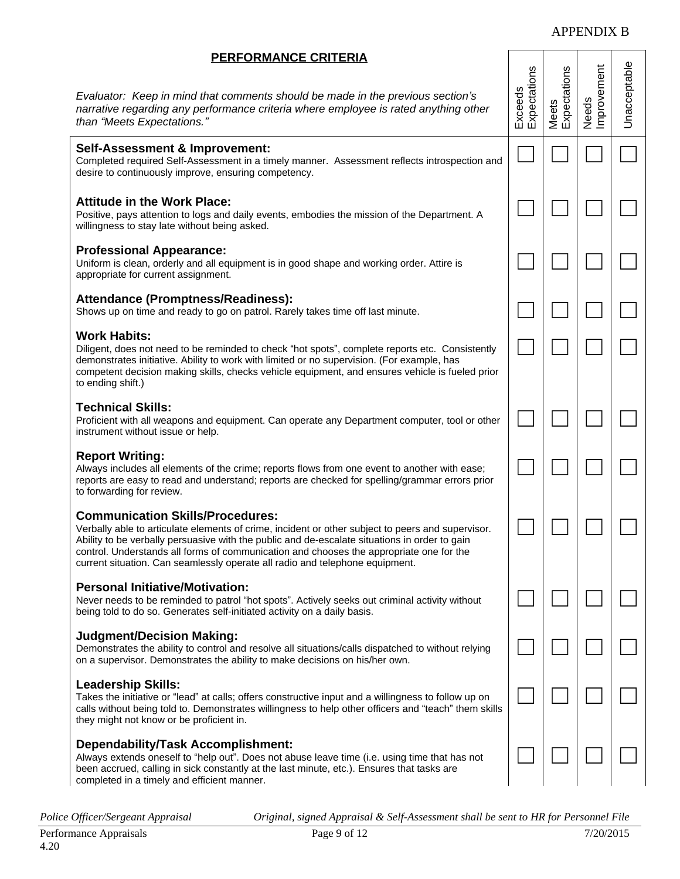APPENDIX B

| **PERFORMANCE CRITERIA**<br><br>*Evaluator: Keep in mind that comments should be made in the previous section's narrative regarding any performance criteria where employee is rated anything other than "Meets Expectations."* | Exceeds Expectations | Meets Expectations | Needs Improvement | Unacceptable |
|---|---|---|---|---|
| **Self-Assessment & Improvement:**<br>Completed required Self-Assessment in a timely manner. Assessment reflects introspection and desire to continuously improve, ensuring competency. | ☐ | ☐ | ☐ | ☐ |
| **Attitude in the Work Place:**<br>Positive, pays attention to logs and daily events, embodies the mission of the Department. A willingness to stay late without being asked. | ☐ | ☐ | ☐ | ☐ |
| **Professional Appearance:**<br>Uniform is clean, orderly and all equipment is in good shape and working order. Attire is appropriate for current assignment. | ☐ | ☐ | ☐ | ☐ |
| **Attendance (Promptness/Readiness):**<br>Shows up on time and ready to go on patrol. Rarely takes time off last minute. | ☐ | ☐ | ☐ | ☐ |
| **Work Habits:**<br>Diligent, does not need to be reminded to check "hot spots", complete reports etc. Consistently demonstrates initiative. Ability to work with limited or no supervision. (For example, has competent decision making skills, checks vehicle equipment, and ensures vehicle is fueled prior to ending shift.) | ☐ | ☐ | ☐ | ☐ |
| **Technical Skills:**<br>Proficient with all weapons and equipment. Can operate any Department computer, tool or other instrument without issue or help. | ☐ | ☐ | ☐ | ☐ |
| **Report Writing:**<br>Always includes all elements of the crime; reports flows from one event to another with ease; reports are easy to read and understand; reports are checked for spelling/grammar errors prior to forwarding for review. | ☐ | ☐ | ☐ | ☐ |
| **Communication Skills/Procedures:**<br>Verbally able to articulate elements of crime, incident or other subject to peers and supervisor. Ability to be verbally persuasive with the public and de-escalate situations in order to gain control. Understands all forms of communication and chooses the appropriate one for the current situation. Can seamlessly operate all radio and telephone equipment. | ☐ | ☐ | ☐ | ☐ |
| **Personal Initiative/Motivation:**<br>Never needs to be reminded to patrol "hot spots". Actively seeks out criminal activity without being told to do so. Generates self-initiated activity on a daily basis. | ☐ | ☐ | ☐ | ☐ |
| **Judgment/Decision Making:**<br>Demonstrates the ability to control and resolve all situations/calls dispatched to without relying on a supervisor. Demonstrates the ability to make decisions on his/her own. | ☐ | ☐ | ☐ | ☐ |
| **Leadership Skills:**<br>Takes the initiative or "lead" at calls; offers constructive input and a willingness to follow up on calls without being told to. Demonstrates willingness to help other officers and "teach" them skills they might not know or be proficient in. | ☐ | ☐ | ☐ | ☐ |
| **Dependability/Task Accomplishment:**<br>Always extends oneself to "help out". Does not abuse leave time (i.e. using time that has not been accrued, calling in sick constantly at the last minute, etc.). Ensures that tasks are completed in a timely and efficient manner. | ☐ | ☐ | ☐ | ☐ |

*Police Officer/Sergeant Appraisal* *Original, signed Appraisal & Self-Assessment shall be sent to HR for Personnel File*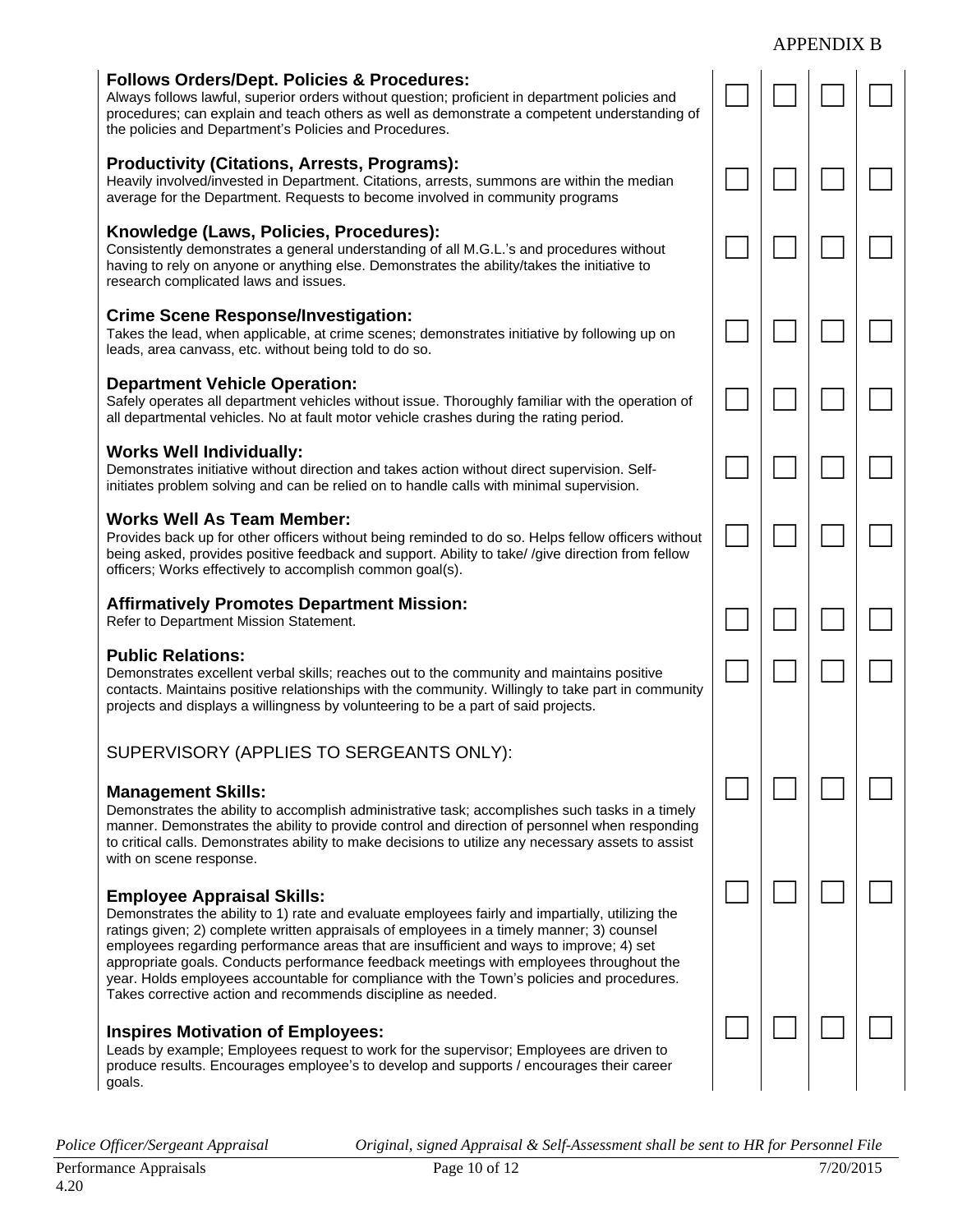APPENDIX B

| | | | | |
|---|---|---|---|---|
| **Follows Orders/Dept. Policies & Procedures:** Always follows lawful, superior orders without question; proficient in department policies and procedures; can explain and teach others as well as demonstrate a competent understanding of the policies and Department's Policies and Procedures. | ☐ | ☐ | ☐ | ☐ |
| **Productivity (Citations, Arrests, Programs):** Heavily involved/invested in Department. Citations, arrests, summons are within the median average for the Department. Requests to become involved in community programs | ☐ | ☐ | ☐ | ☐ |
| **Knowledge (Laws, Policies, Procedures):** Consistently demonstrates a general understanding of all M.G.L.'s and procedures without having to rely on anyone or anything else. Demonstrates the ability/takes the initiative to research complicated laws and issues. | ☐ | ☐ | ☐ | ☐ |
| **Crime Scene Response/Investigation:** Takes the lead, when applicable, at crime scenes; demonstrates initiative by following up on leads, area canvass, etc. without being told to do so. | ☐ | ☐ | ☐ | ☐ |
| **Department Vehicle Operation:** Safely operates all department vehicles without issue. Thoroughly familiar with the operation of all departmental vehicles. No at fault motor vehicle crashes during the rating period. | ☐ | ☐ | ☐ | ☐ |
| **Works Well Individually:** Demonstrates initiative without direction and takes action without direct supervision. Self-initiates problem solving and can be relied on to handle calls with minimal supervision. | ☐ | ☐ | ☐ | ☐ |
| **Works Well As Team Member:** Provides back up for other officers without being reminded to do so. Helps fellow officers without being asked, provides positive feedback and support. Ability to take/ /give direction from fellow officers; Works effectively to accomplish common goal(s). | ☐ | ☐ | ☐ | ☐ |
| **Affirmatively Promotes Department Mission:** Refer to Department Mission Statement. | ☐ | ☐ | ☐ | ☐ |
| **Public Relations:** Demonstrates excellent verbal skills; reaches out to the community and maintains positive contacts. Maintains positive relationships with the community. Willingly to take part in community projects and displays a willingness by volunteering to be a part of said projects. | ☐ | ☐ | ☐ | ☐ |
| SUPERVISORY (APPLIES TO SERGEANTS ONLY): | | | | |
| **Management Skills:** Demonstrates the ability to accomplish administrative task; accomplishes such tasks in a timely manner. Demonstrates the ability to provide control and direction of personnel when responding to critical calls. Demonstrates ability to make decisions to utilize any necessary assets to assist with on scene response. | ☐ | ☐ | ☐ | ☐ |
| **Employee Appraisal Skills:** Demonstrates the ability to 1) rate and evaluate employees fairly and impartially, utilizing the ratings given; 2) complete written appraisals of employees in a timely manner; 3) counsel employees regarding performance areas that are insufficient and ways to improve; 4) set appropriate goals. Conducts performance feedback meetings with employees throughout the year. Holds employees accountable for compliance with the Town's policies and procedures. Takes corrective action and recommends discipline as needed. | ☐ | ☐ | ☐ | ☐ |
| **Inspires Motivation of Employees:** Leads by example; Employees request to work for the supervisor; Employees are driven to produce results. Encourages employee's to develop and supports / encourages their career goals. | ☐ | ☐ | ☐ | ☐ |

*Police Officer/Sergeant Appraisal* *Original, signed Appraisal & Self-Assessment shall be sent to HR for Personnel File*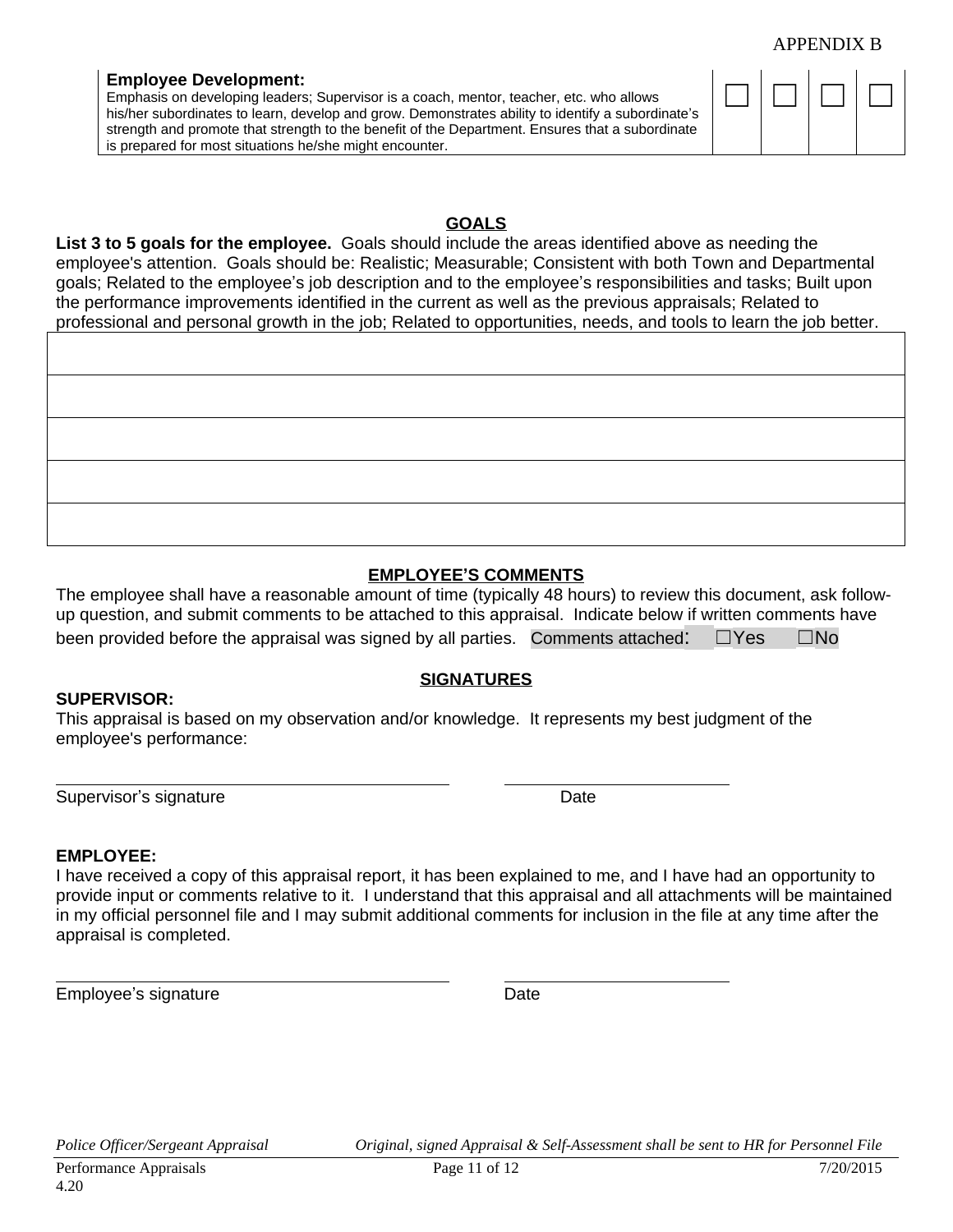APPENDIX B

| **Employee Development:** Emphasis on developing leaders; Supervisor is a coach, mentor, teacher, etc. who allows his/her subordinates to learn, develop and grow. Demonstrates ability to identify a subordinate's strength and promote that strength to the benefit of the Department. Ensures that a subordinate is prepared for most situations he/she might encounter. | ☐ | ☐ | ☐ | ☐ |
|---|---|---|---|---|

## GOALS

**List 3 to 5 goals for the employee.** Goals should include the areas identified above as needing the employee's attention. Goals should be: Realistic; Measurable; Consistent with both Town and Departmental goals; Related to the employee's job description and to the employee's responsibilities and tasks; Built upon the performance improvements identified in the current as well as the previous appraisals; Related to professional and personal growth in the job; Related to opportunities, needs, and tools to learn the job better.

| |
|---|
| |
| |
| |
| |
| |

## EMPLOYEE'S COMMENTS

The employee shall have a reasonable amount of time (typically 48 hours) to review this document, ask follow-up question, and submit comments to be attached to this appraisal. Indicate below if written comments have been provided before the appraisal was signed by all parties. Comments attached: ☐Yes ☐No

## SIGNATURES

**SUPERVISOR:**

This appraisal is based on my observation and/or knowledge. It represents my best judgment of the employee's performance:

\_\_\_\_\_\_\_\_\_\_\_\_\_\_\_\_\_\_\_\_\_\_\_\_\_\_\_\_\_\_\_\_ \_\_\_\_\_\_\_\_\_\_\_\_\_\_\_\_\_\_\_\_

Supervisor's signature Date

**EMPLOYEE:**

I have received a copy of this appraisal report, it has been explained to me, and I have had an opportunity to provide input or comments relative to it. I understand that this appraisal and all attachments will be maintained in my official personnel file and I may submit additional comments for inclusion in the file at any time after the appraisal is completed.

\_\_\_\_\_\_\_\_\_\_\_\_\_\_\_\_\_\_\_\_\_\_\_\_\_\_\_\_\_\_\_\_ \_\_\_\_\_\_\_\_\_\_\_\_\_\_\_\_\_\_\_\_

Employee's signature Date

*Police Officer/Sergeant Appraisal* *Original, signed Appraisal & Self-Assessment shall be sent to HR for Personnel File*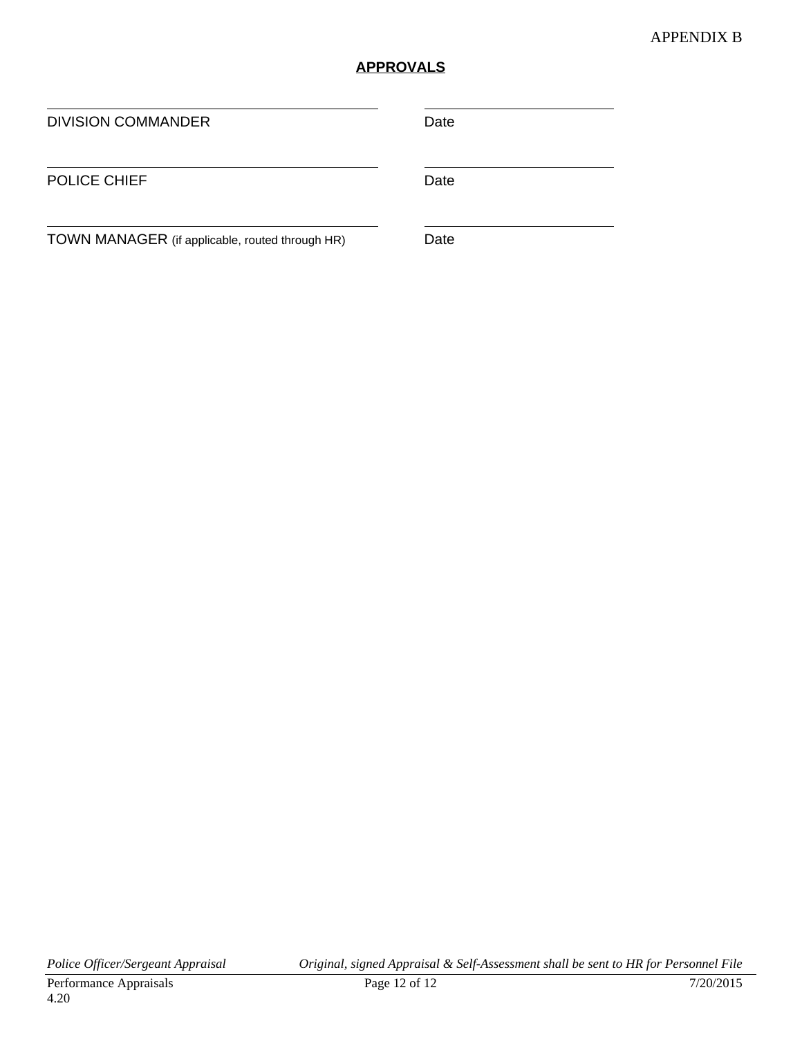APPENDIX B

**APPROVALS**

| | |
|---|---|
| _______________________________ | ____________________ |
| DIVISION COMMANDER | Date |
| _______________________________ | ____________________ |
| POLICE CHIEF | Date |
| _______________________________ | ____________________ |
| TOWN MANAGER (if applicable, routed through HR) | Date |

*Police Officer/Sergeant Appraisal* *Original, signed Appraisal & Self-Assessment shall be sent to HR for Personnel File*